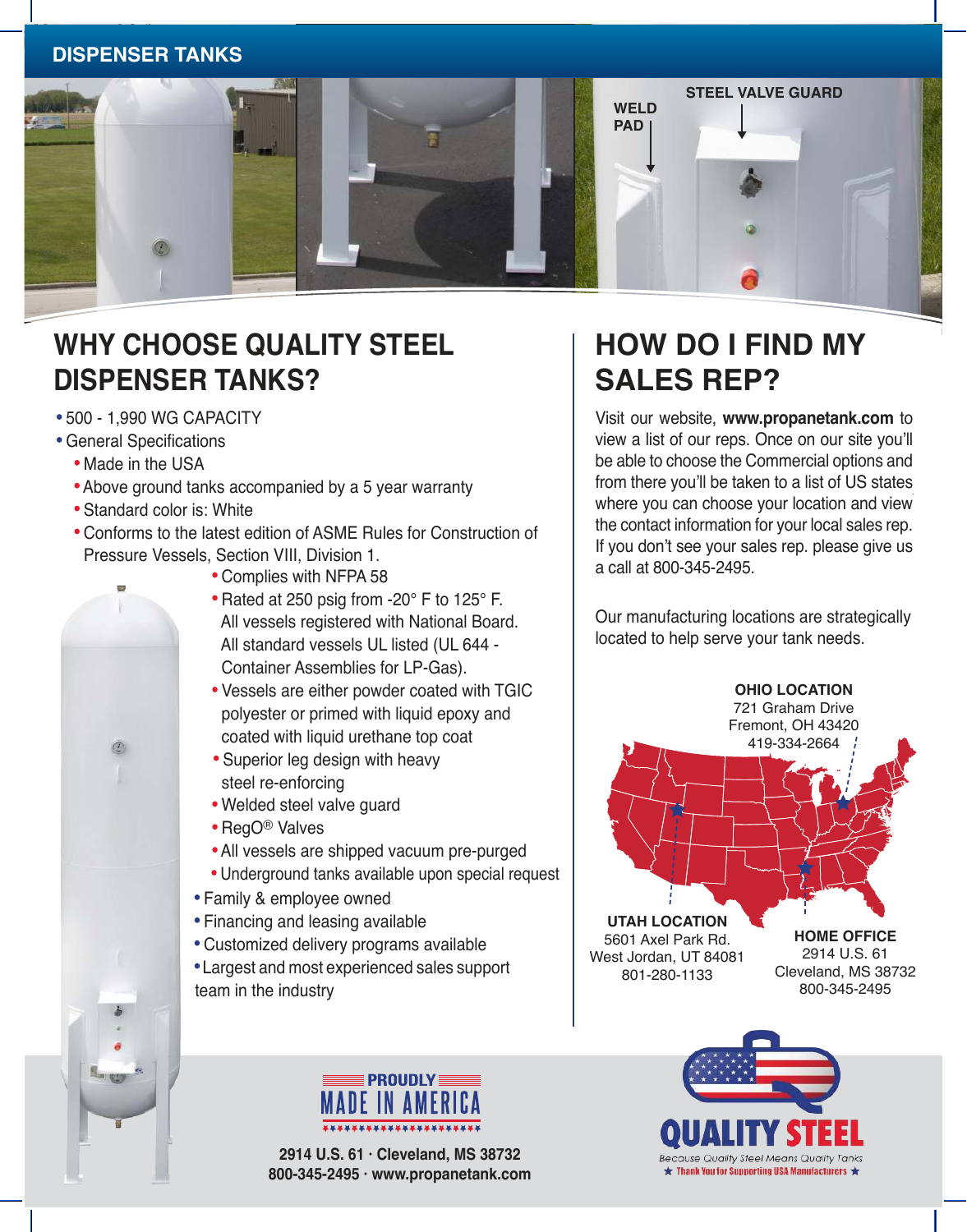DISPENSER TANKS

STEEL VALVE GUARD

WELD PAD

## WHY CHOOSE QUALITY STEEL DISPENSER TANKS?

- 500 - 1,990 WG CAPACITY
- General Specifications
  - Made in the USA
  - Above ground tanks accompanied by a 5 year warranty
  - Standard color is: White
  - Conforms to the latest edition of ASME Rules for Construction of Pressure Vessels, Section VIII, Division 1.
  - Complies with NFPA 58
  - Rated at 250 psig from -20° F to 125° F. All vessels registered with National Board. All standard vessels UL listed (UL 644 - Container Assemblies for LP-Gas).
  - Vessels are either powder coated with TGIC polyester or primed with liquid epoxy and coated with liquid urethane top coat
  - Superior leg design with heavy steel re-enforcing
  - Welded steel valve guard
  - RegO® Valves
  - All vessels are shipped vacuum pre-purged
  - Underground tanks available upon special request
- Family & employee owned
- Financing and leasing available
- Customized delivery programs available
- Largest and most experienced sales support team in the industry

## HOW DO I FIND MY SALES REP?

Visit our website, **www.propanetank.com** to view a list of our reps. Once on our site you'll be able to choose the Commercial options and from there you'll be taken to a list of US states where you can choose your location and view the contact information for your local sales rep. If you don't see your sales rep. please give us a call at 800-345-2495.

Our manufacturing locations are strategically located to help serve your tank needs.

**OHIO LOCATION**
721 Graham Drive
Fremont, OH 43420
419-334-2664

**UTAH LOCATION**
5601 Axel Park Rd.
West Jordan, UT 84081
801-280-1133

**HOME OFFICE**
2914 U.S. 61
Cleveland, MS 38732
800-345-2495

PROUDLY MADE IN AMERICA

**2914 U.S. 61 · Cleveland, MS 38732**
**800-345-2495 · www.propanetank.com**

QUALITY STEEL
*Because Quality Steel Means Quality Tanks*
★ Thank You for Supporting USA Manufacturers ★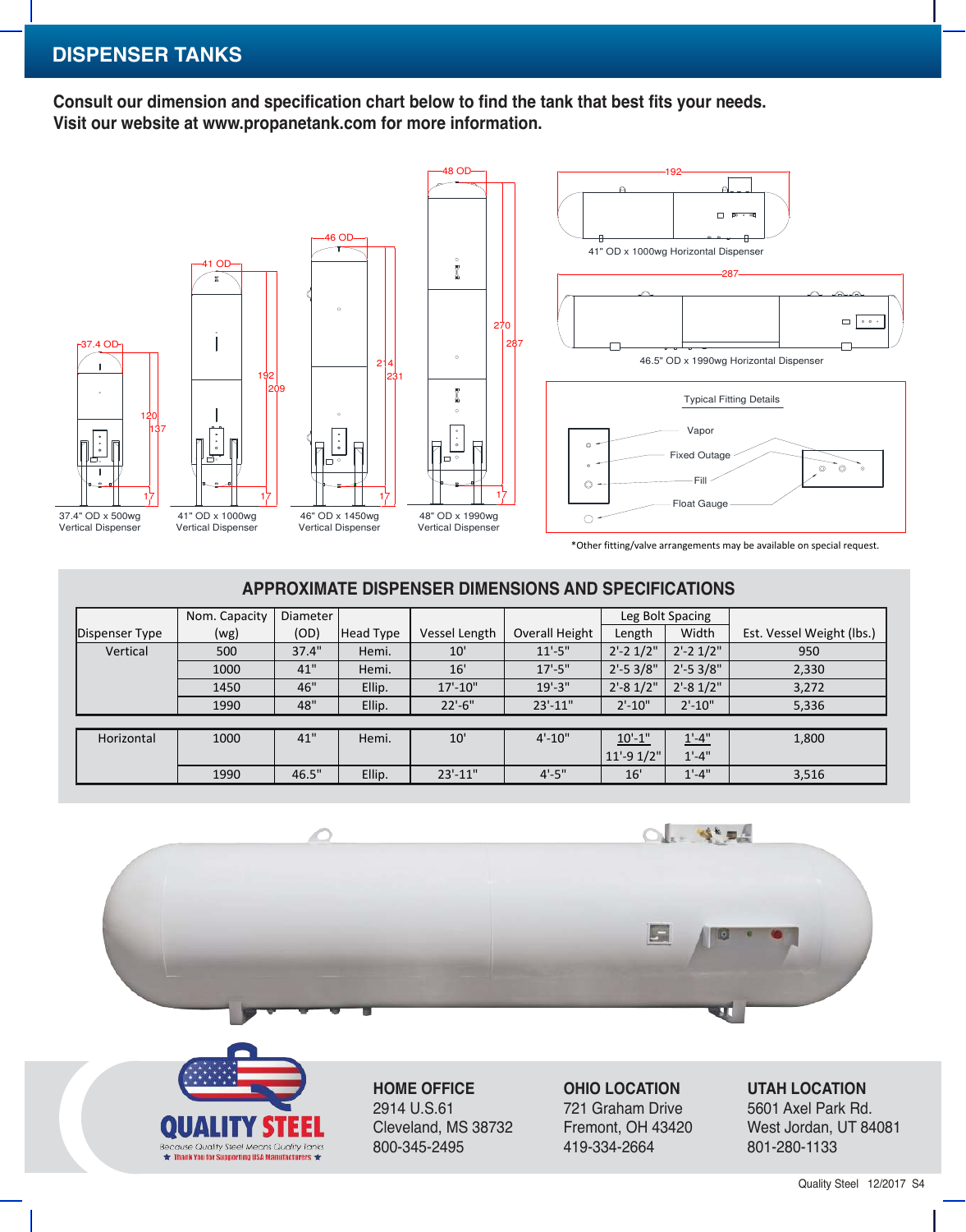# DISPENSER TANKS

**Consult our dimension and specification chart below to find the tank that best fits your needs.**
**Visit our website at www.propanetank.com for more information.**

37.4 OD
120
137
17
37.4" OD x 500wg
Vertical Dispenser

41 OD
192
209
17
41" OD x 1000wg
Vertical Dispenser

46 OD
214
231
17
46" OD x 1450wg
Vertical Dispenser

48 OD
270
287
17
48" OD x 1990wg
Vertical Dispenser

192
41" OD x 1000wg Horizontal Dispenser

287
46.5" OD x 1990wg Horizontal Dispenser

Typical Fitting Details
Vapor
Fixed Outage
Fill
Float Gauge

*Other fitting/valve arrangements may be available on special request.

## APPROXIMATE DISPENSER DIMENSIONS AND SPECIFICATIONS

| Dispenser Type | Nom. Capacity (wg) | Diameter (OD) | Head Type | Vessel Length | Overall Height | Leg Bolt Spacing Length | Leg Bolt Spacing Width | Est. Vessel Weight (lbs.) |
|---|---|---|---|---|---|---|---|---|
| Vertical | 500 | 37.4" | Hemi. | 10' | 11'-5" | 2'-2 1/2" | 2'-2 1/2" | 950 |
| | 1000 | 41" | Hemi. | 16' | 17'-5" | 2'-5 3/8" | 2'-5 3/8" | 2,330 |
| | 1450 | 46" | Ellip. | 17'-10" | 19'-3" | 2'-8 1/2" | 2'-8 1/2" | 3,272 |
| | 1990 | 48" | Ellip. | 22'-6" | 23'-11" | 2'-10" | 2'-10" | 5,336 |
| Horizontal | 1000 | 41" | Hemi. | 10' | 4'-10" | 10'-1" / 11'-9 1/2" | 1'-4" / 1'-4" | 1,800 |
| | 1990 | 46.5" | Ellip. | 23'-11" | 4'-5" | 16' | 1'-4" | 3,516 |

QUALITY STEEL
Because Quality Steel Means Quality Tanks
★ Thank You for Supporting USA Manufacturers ★

**HOME OFFICE**
2914 U.S.61
Cleveland, MS 38732
800-345-2495

**OHIO LOCATION**
721 Graham Drive
Fremont, OH 43420
419-334-2664

**UTAH LOCATION**
5601 Axel Park Rd.
West Jordan, UT 84081
801-280-1133

Quality Steel 12/2017 S4